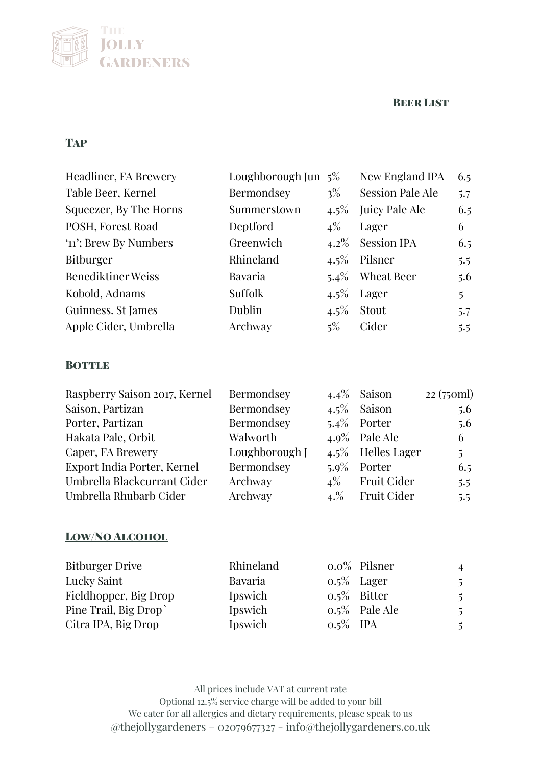# The Jolly Gardeners

## Beer List

### Tap

| | | | | |
|---|---|---|---|---|
| Headliner, FA Brewery | Loughborough Jun | 5% | New England IPA | 6.5 |
| Table Beer, Kernel | Bermondsey | 3% | Session Pale Ale | 5.7 |
| Squeezer, By The Horns | Summerstown | 4.5% | Juicy Pale Ale | 6.5 |
| POSH, Forest Road | Deptford | 4% | Lager | 6 |
| '11'; Brew By Numbers | Greenwich | 4.2% | Session IPA | 6.5 |
| Bitburger | Rhineland | 4.5% | Pilsner | 5.5 |
| Benediktiner Weiss | Bavaria | 5.4% | Wheat Beer | 5.6 |
| Kobold, Adnams | Suffolk | 4.5% | Lager | 5 |
| Guinness. St James | Dublin | 4.5% | Stout | 5.7 |
| Apple Cider, Umbrella | Archway | 5% | Cider | 5.5 |

### Bottle

| | | | | |
|---|---|---|---|---|
| Raspberry Saison 2017, Kernel | Bermondsey | 4.4% | Saison | 22 (750ml) |
| Saison, Partizan | Bermondsey | 4.5% | Saison | 5.6 |
| Porter, Partizan | Bermondsey | 5.4% | Porter | 5.6 |
| Hakata Pale, Orbit | Walworth | 4.9% | Pale Ale | 6 |
| Caper, FA Brewery | Loughborough J | 4.5% | Helles Lager | 5 |
| Export India Porter, Kernel | Bermondsey | 5.9% | Porter | 6.5 |
| Umbrella Blackcurrant Cider | Archway | 4% | Fruit Cider | 5.5 |
| Umbrella Rhubarb Cider | Archway | 4.% | Fruit Cider | 5.5 |

### Low/No Alcohol

| | | | | |
|---|---|---|---|---|
| Bitburger Drive | Rhineland | 0.0% | Pilsner | 4 |
| Lucky Saint | Bavaria | 0.5% | Lager | 5 |
| Fieldhopper, Big Drop | Ipswich | 0.5% | Bitter | 5 |
| Pine Trail, Big Drop` | Ipswich | 0.5% | Pale Ale | 5 |
| Citra IPA, Big Drop | Ipswich | 0.5% | IPA | 5 |

All prices include VAT at current rate
Optional 12.5% service charge will be added to your bill
We cater for all allergies and dietary requirements, please speak to us
@thejollygardeners – 02079677327 - info@thejollygardeners.co.uk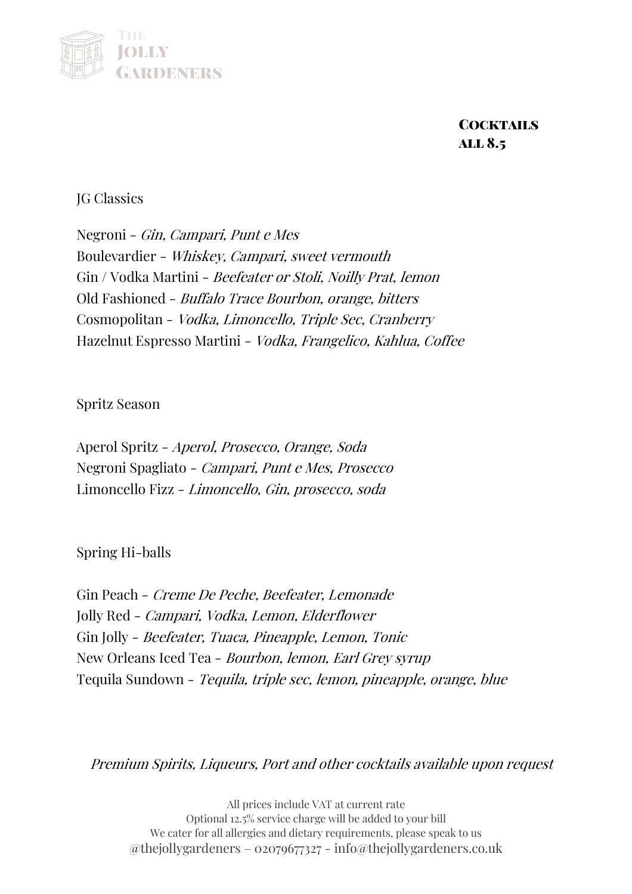# Cocktails
## all 8.5

### JG Classics

Negroni - *Gin, Campari, Punt e Mes*
Boulevardier - *Whiskey, Campari, sweet vermouth*
Gin / Vodka Martini - *Beefeater or Stoli, Noilly Prat, lemon*
Old Fashioned - *Buffalo Trace Bourbon, orange, bitters*
Cosmopolitan - *Vodka, Limoncello, Triple Sec, Cranberry*
Hazelnut Espresso Martini - *Vodka, Frangelico, Kahlua, Coffee*

### Spritz Season

Aperol Spritz - *Aperol, Prosecco, Orange, Soda*
Negroni Spagliato - *Campari, Punt e Mes, Prosecco*
Limoncello Fizz - *Limoncello, Gin, prosecco, soda*

### Spring Hi-balls

Gin Peach - *Creme De Peche, Beefeater, Lemonade*
Jolly Red - *Campari, Vodka, Lemon, Elderflower*
Gin Jolly - *Beefeater, Tuaca, Pineapple, Lemon, Tonic*
New Orleans Iced Tea - *Bourbon, lemon, Earl Grey syrup*
Tequila Sundown - *Tequila, triple sec, lemon, pineapple, orange, blue*

*Premium Spirits, Liqueurs, Port and other cocktails available upon request*

All prices include VAT at current rate
Optional 12.5% service charge will be added to your bill
We cater for all allergies and dietary requirements, please speak to us
@thejollygardeners – 02079677327 - info@thejollygardeners.co.uk